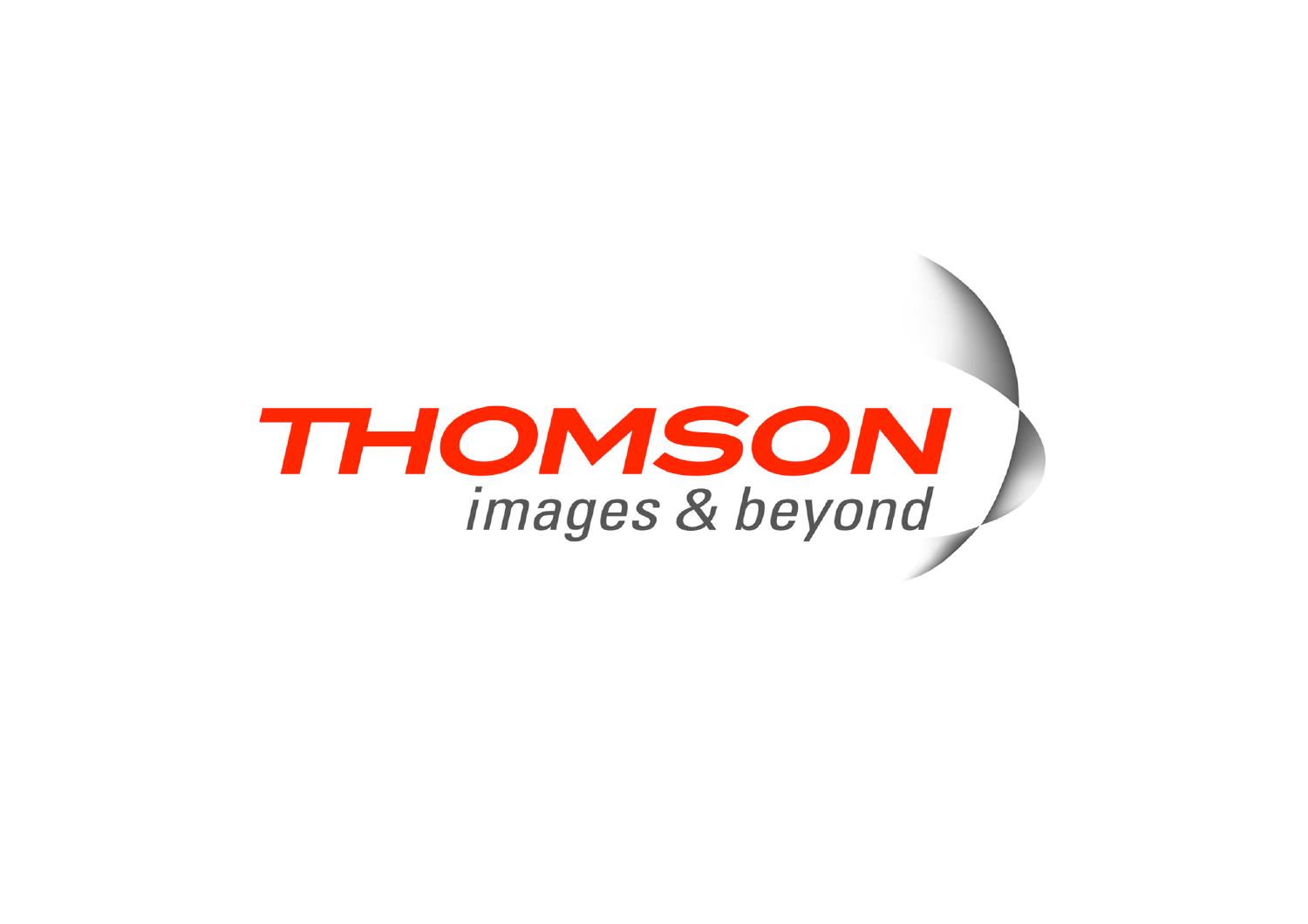# THOMSON

*images & beyond*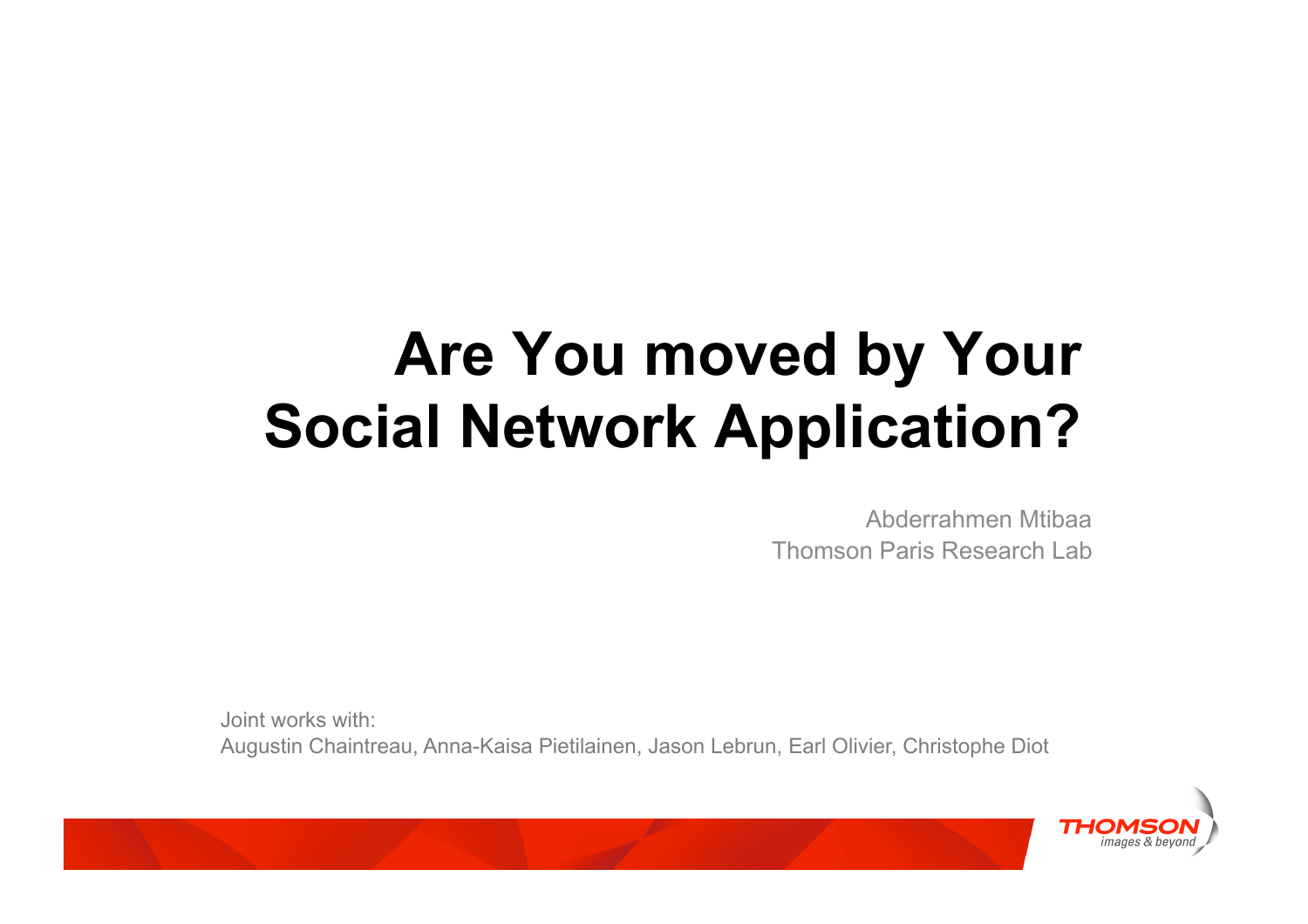# Are You moved by Your Social Network Application?

Abderrahmen Mtibaa
Thomson Paris Research Lab

Joint works with:
Augustin Chaintreau, Anna-Kaisa Pietilainen, Jason Lebrun, Earl Olivier, Christophe Diot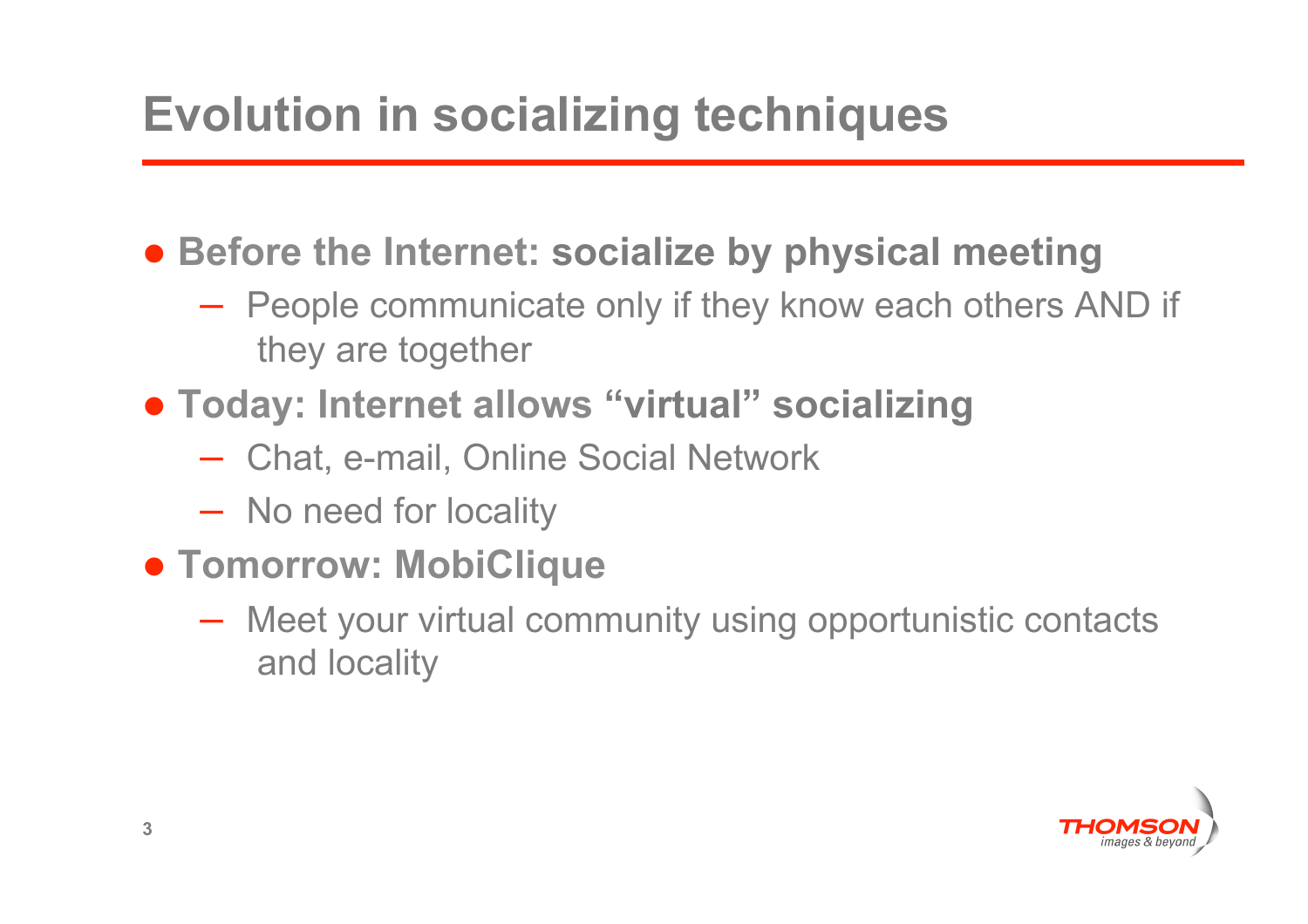# Evolution in socializing techniques

- **Before the Internet: socialize by physical meeting**
  - People communicate only if they know each others AND if they are together
- **Today: Internet allows “virtual” socializing**
  - Chat, e-mail, Online Social Network
  - No need for locality
- **Tomorrow: MobiClique**
  - Meet your virtual community using opportunistic contacts and locality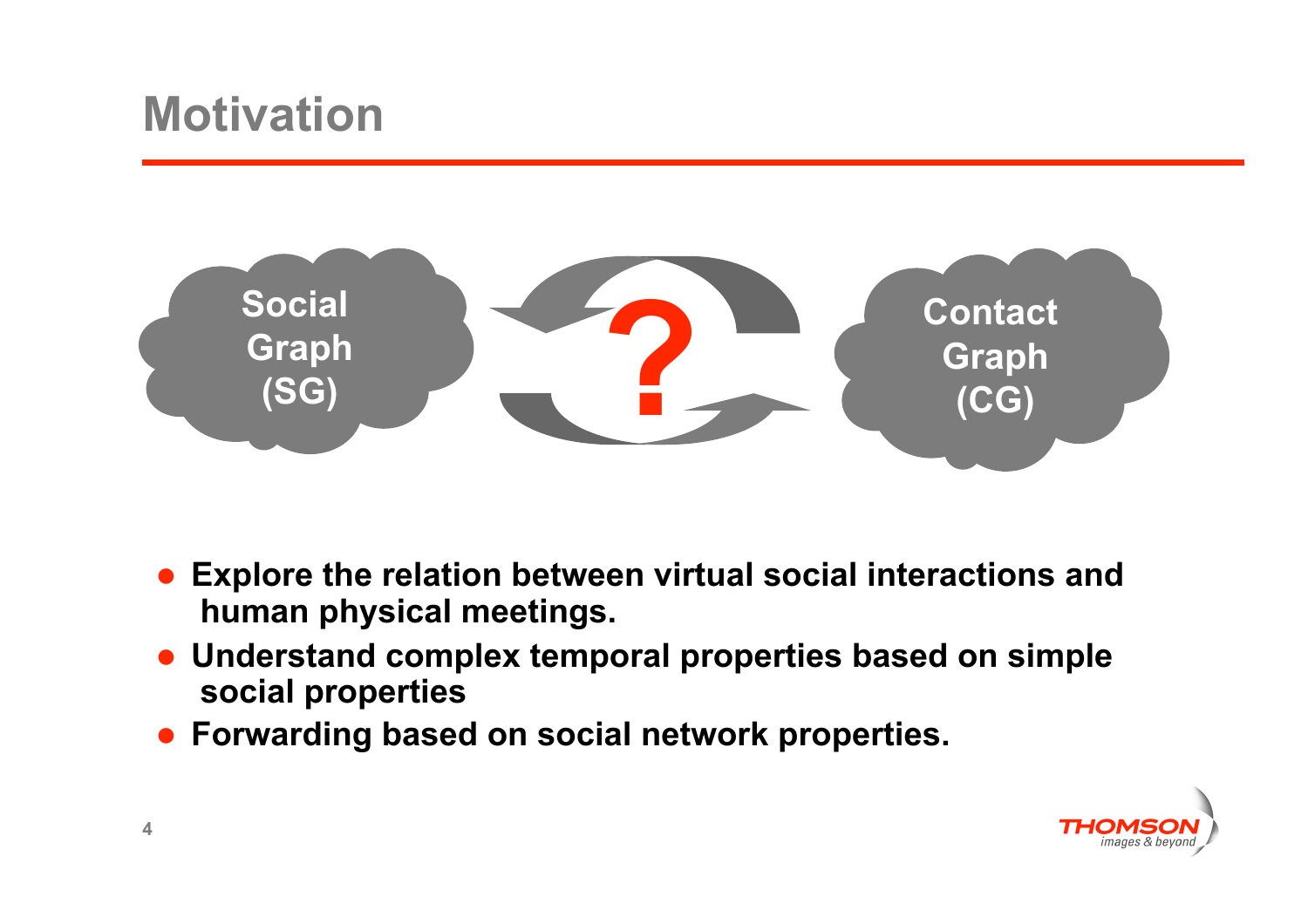# Motivation

Social Graph (SG) ? Contact Graph (CG)

- **Explore the relation between virtual social interactions and human physical meetings.**
- **Understand complex temporal properties based on simple social properties**
- **Forwarding based on social network properties.**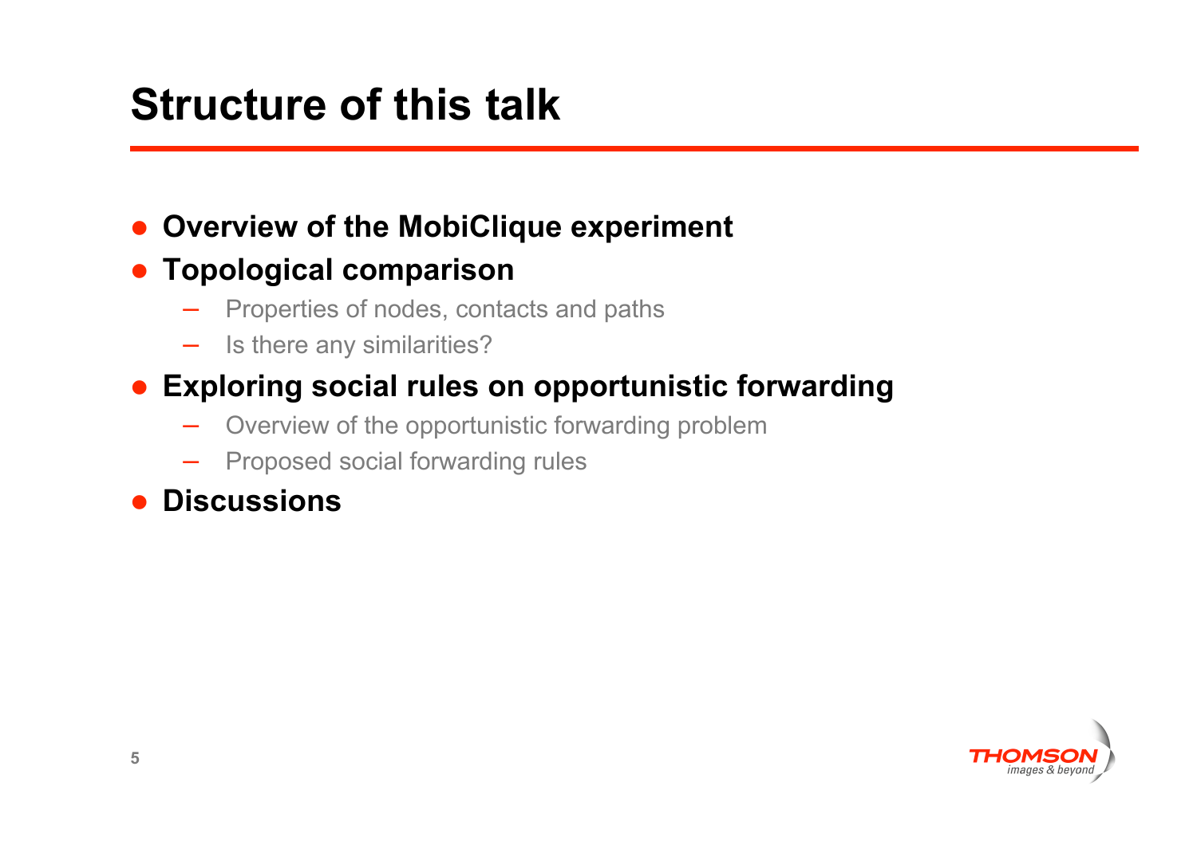# Structure of this talk

- **Overview of the MobiClique experiment**
- **Topological comparison**
  - Properties of nodes, contacts and paths
  - Is there any similarities?
- **Exploring social rules on opportunistic forwarding**
  - Overview of the opportunistic forwarding problem
  - Proposed social forwarding rules
- **Discussions**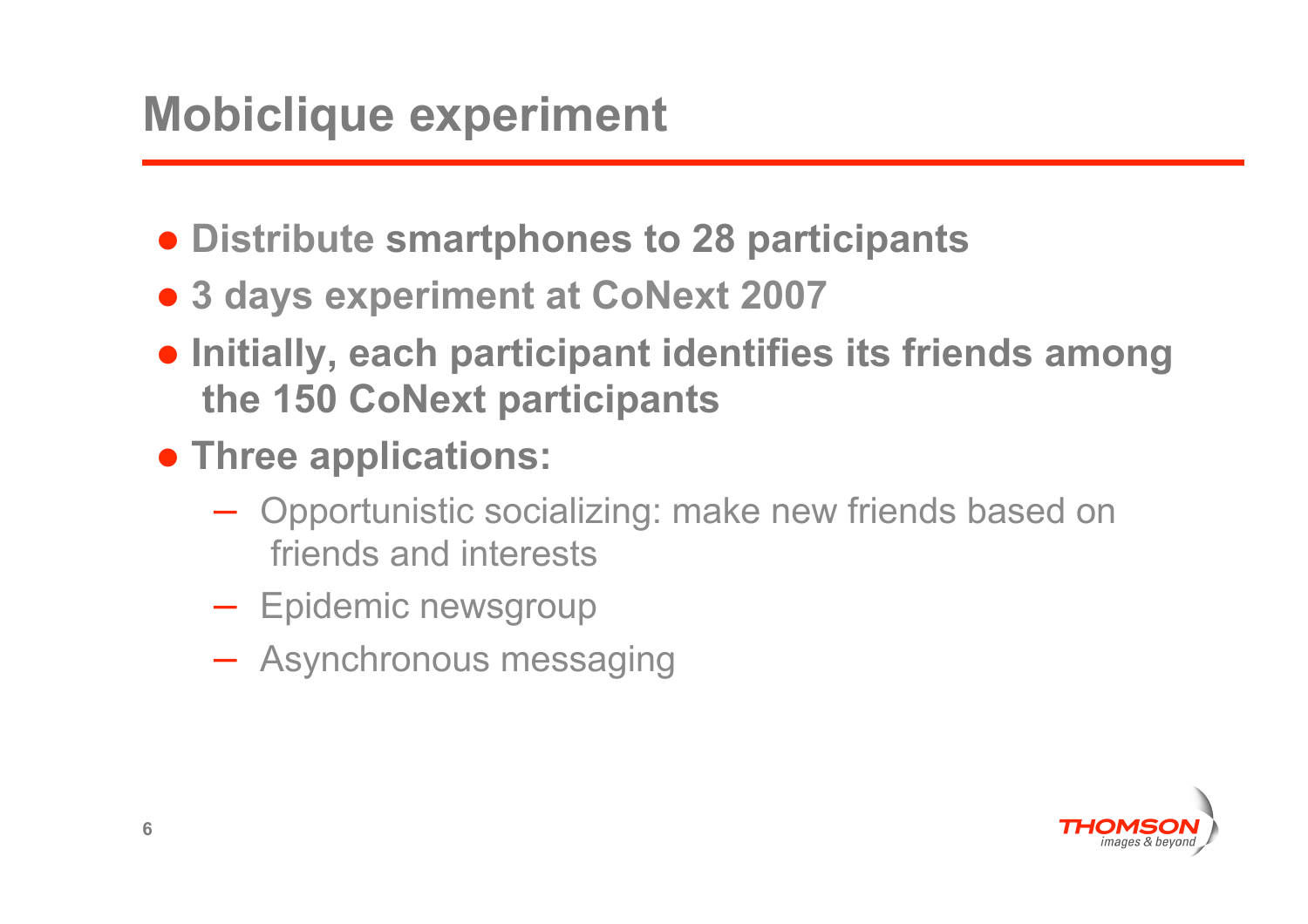# Mobiclique experiment

- **Distribute smartphones to 28 participants**
- **3 days experiment at CoNext 2007**
- **Initially, each participant identifies its friends among the 150 CoNext participants**
- **Three applications:**
  - Opportunistic socializing: make new friends based on friends and interests
  - Epidemic newsgroup
  - Asynchronous messaging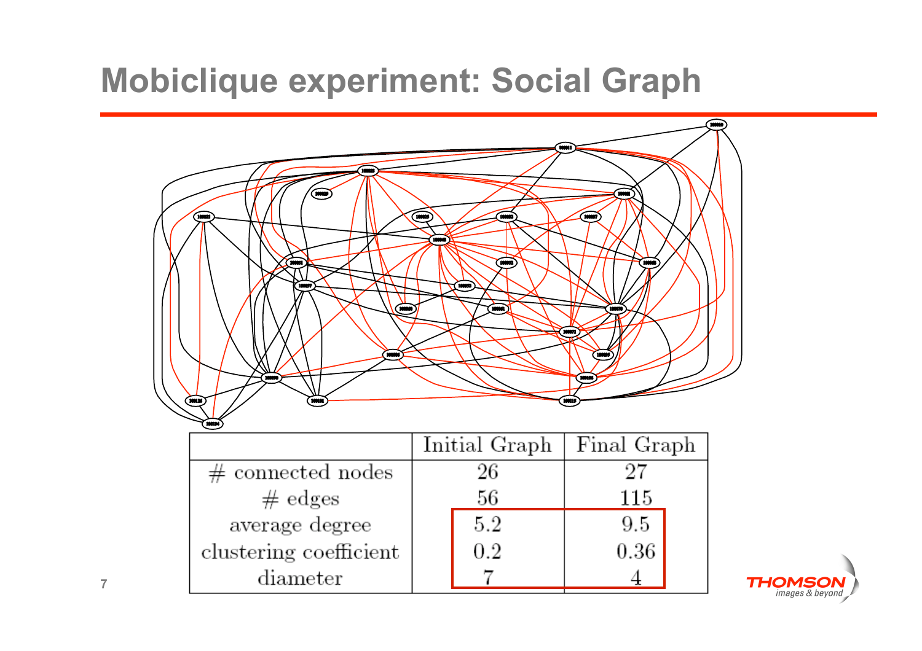# Mobiclique experiment: Social Graph

| | Initial Graph | Final Graph |
|---|---|---|
| # connected nodes | 26 | 27 |
| # edges | 56 | 115 |
| average degree | 5.2 | 9.5 |
| clustering coefficient | 0.2 | 0.36 |
| diameter | 7 | 4 |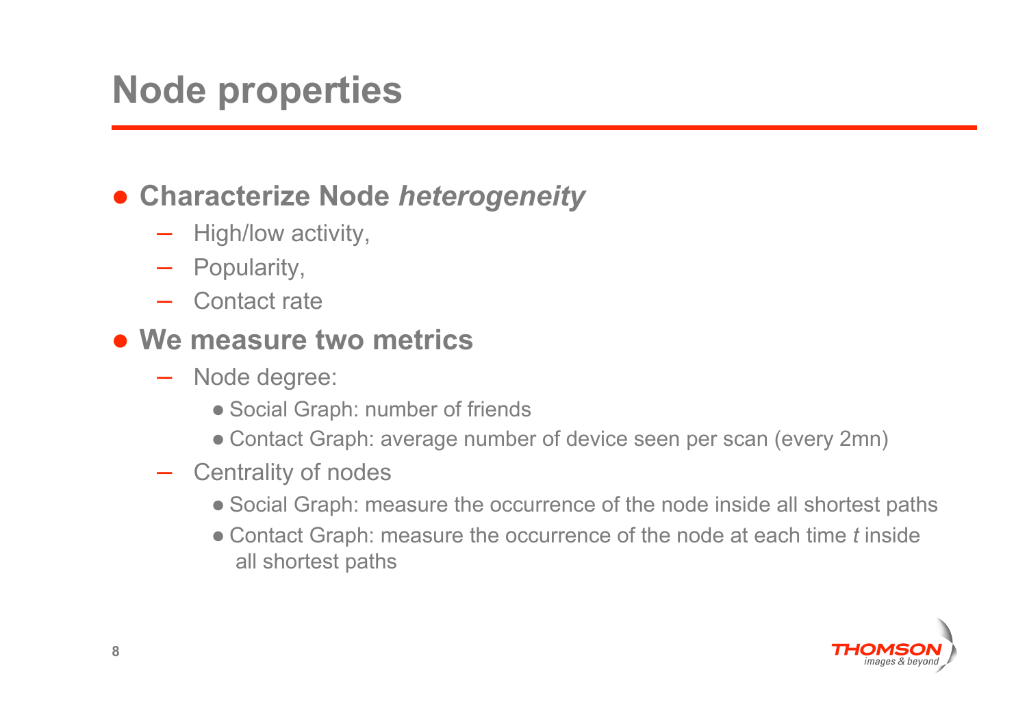# Node properties

- **Characterize Node *heterogeneity***
  - High/low activity,
  - Popularity,
  - Contact rate
- **We measure two metrics**
  - Node degree:
    - Social Graph: number of friends
    - Contact Graph: average number of device seen per scan (every 2mn)
  - Centrality of nodes
    - Social Graph: measure the occurrence of the node inside all shortest paths
    - Contact Graph: measure the occurrence of the node at each time *t* inside all shortest paths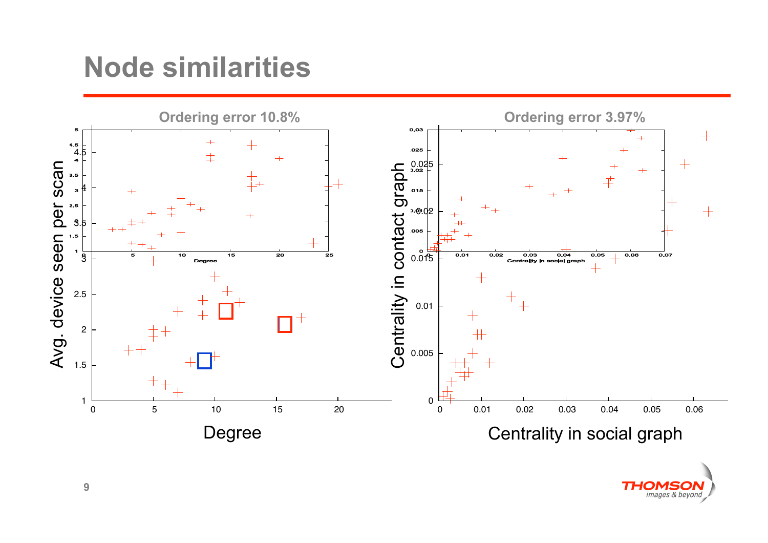# Node similarities

**Ordering error 10.8%**

**Ordering error 3.97%**

Avg. device seen per scan

Degree

Centrality in contact graph

Centrality in social graph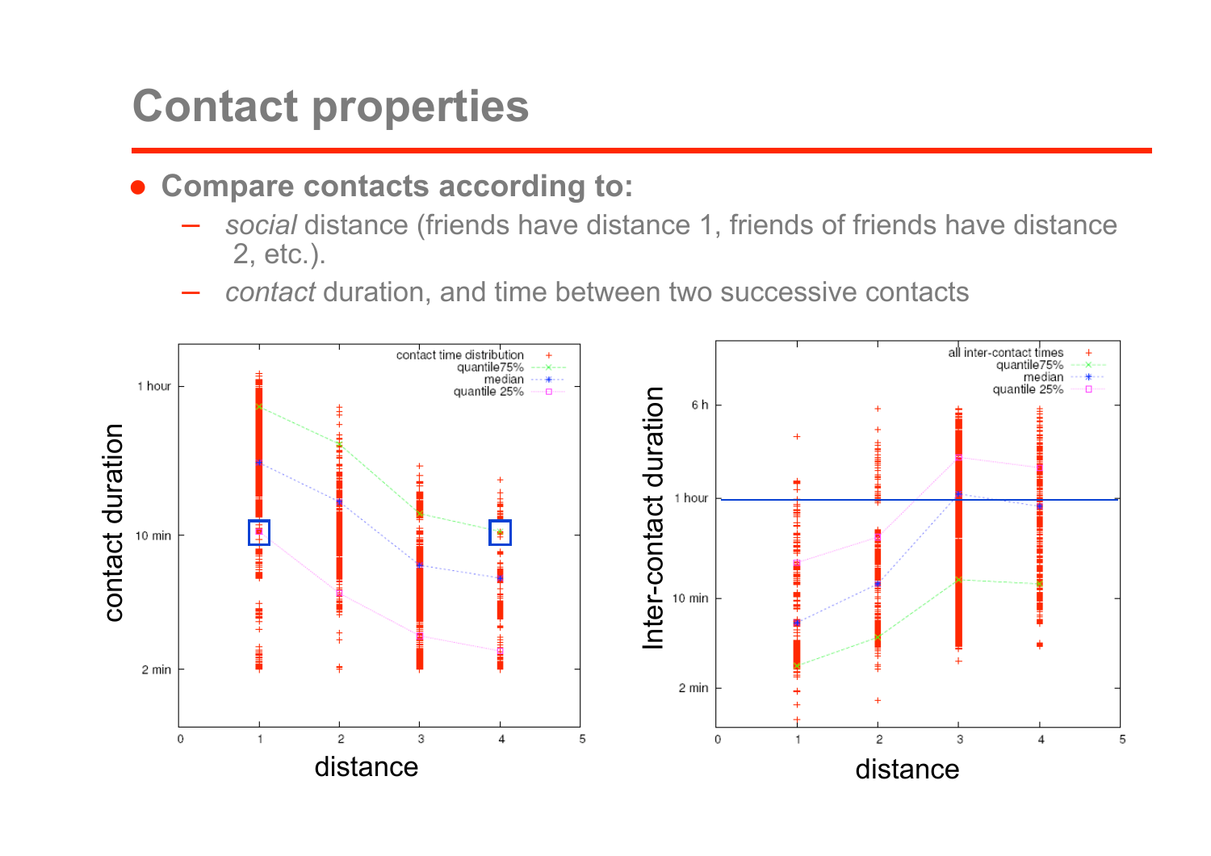# Contact properties

- **Compare contacts according to:**
  - *social* distance (friends have distance 1, friends of friends have distance 2, etc.).
  - *contact* duration, and time between two successive contacts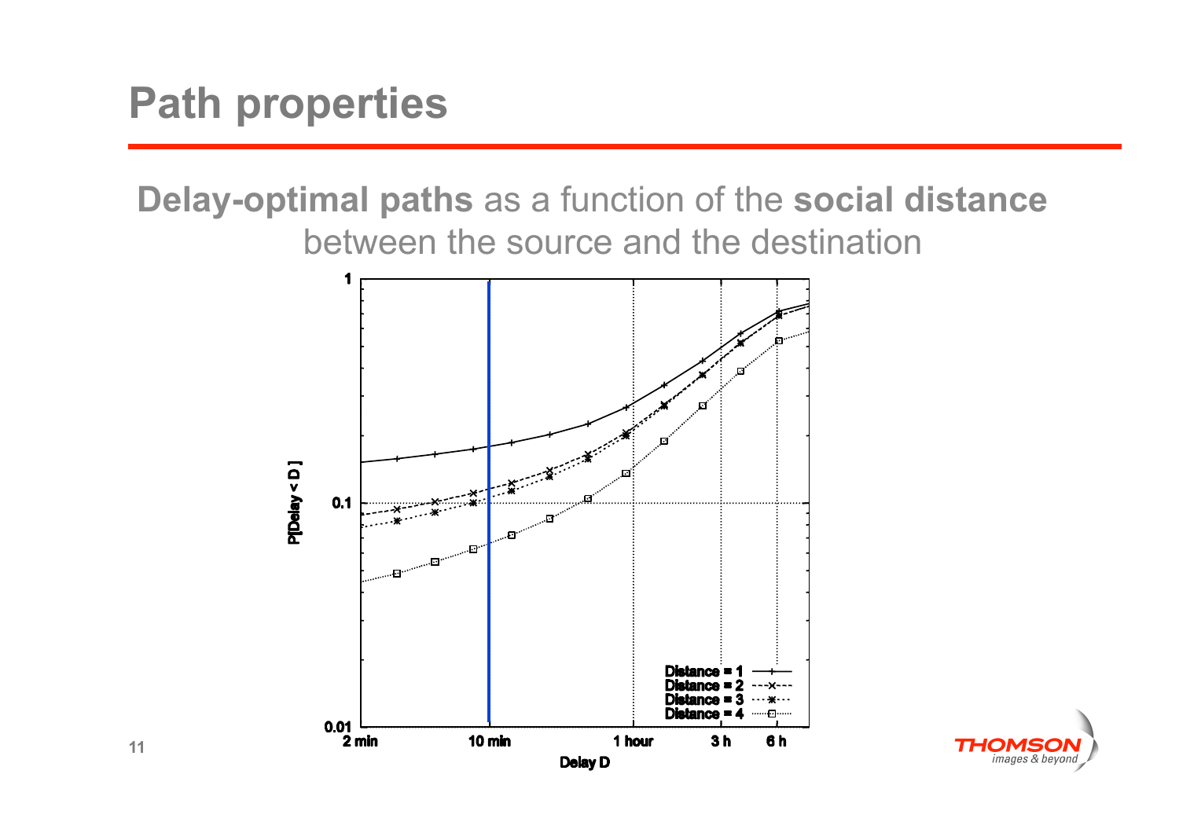# Path properties

**Delay-optimal paths** as a function of the **social distance** between the source and the destination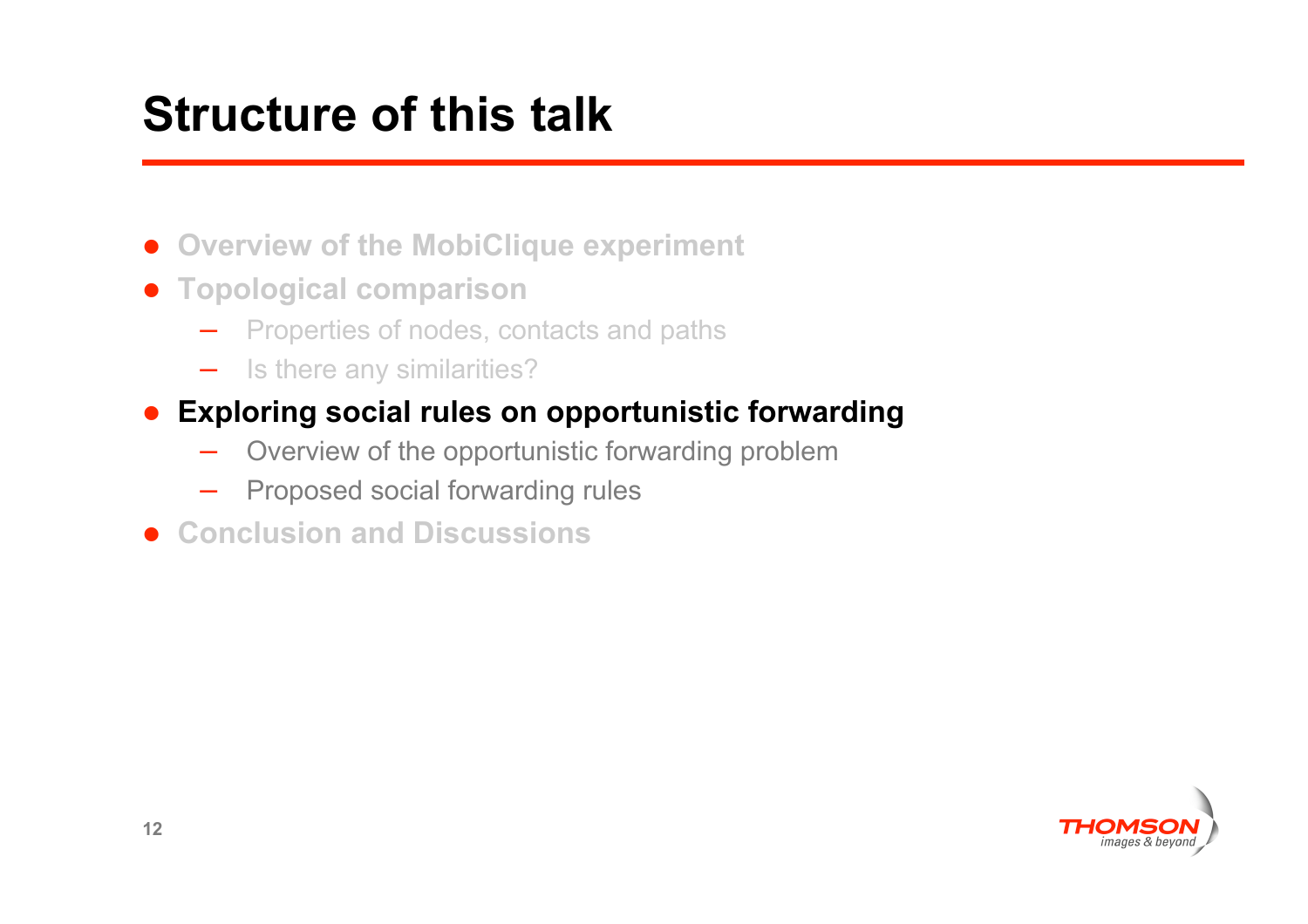# Structure of this talk

- **Overview of the MobiClique experiment**
- **Topological comparison**
  - Properties of nodes, contacts and paths
  - Is there any similarities?
- **Exploring social rules on opportunistic forwarding**
  - Overview of the opportunistic forwarding problem
  - Proposed social forwarding rules
- **Conclusion and Discussions**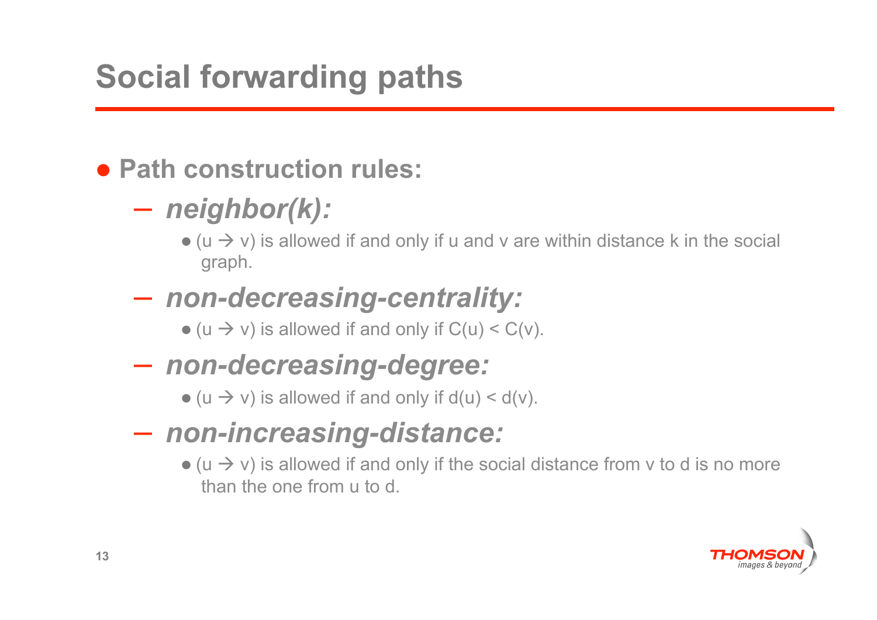# Social forwarding paths

- **Path construction rules:**
  - ***neighbor(k):***
    - (u → v) is allowed if and only if u and v are within distance k in the social graph.
  - ***non-decreasing-centrality:***
    - (u → v) is allowed if and only if $C(u) < C(v)$.
  - ***non-decreasing-degree:***
    - (u → v) is allowed if and only if $d(u) < d(v)$.
  - ***non-increasing-distance:***
    - (u → v) is allowed if and only if the social distance from v to d is no more than the one from u to d.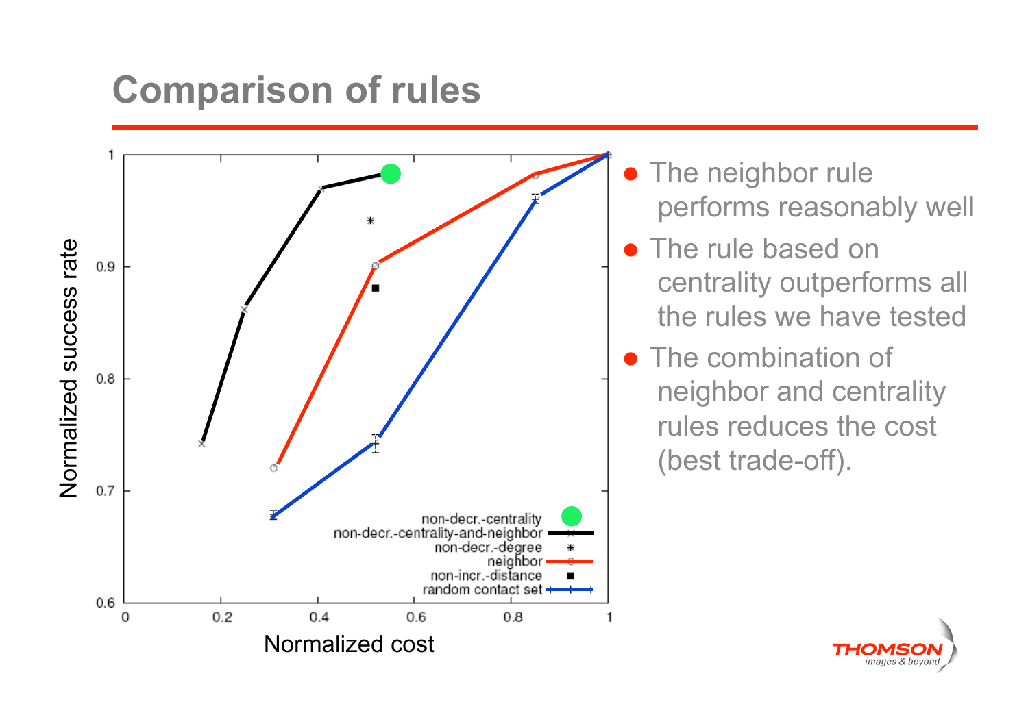# Comparison of rules

- The neighbor rule performs reasonably well
- The rule based on centrality outperforms all the rules we have tested
- The combination of neighbor and centrality rules reduces the cost (best trade-off).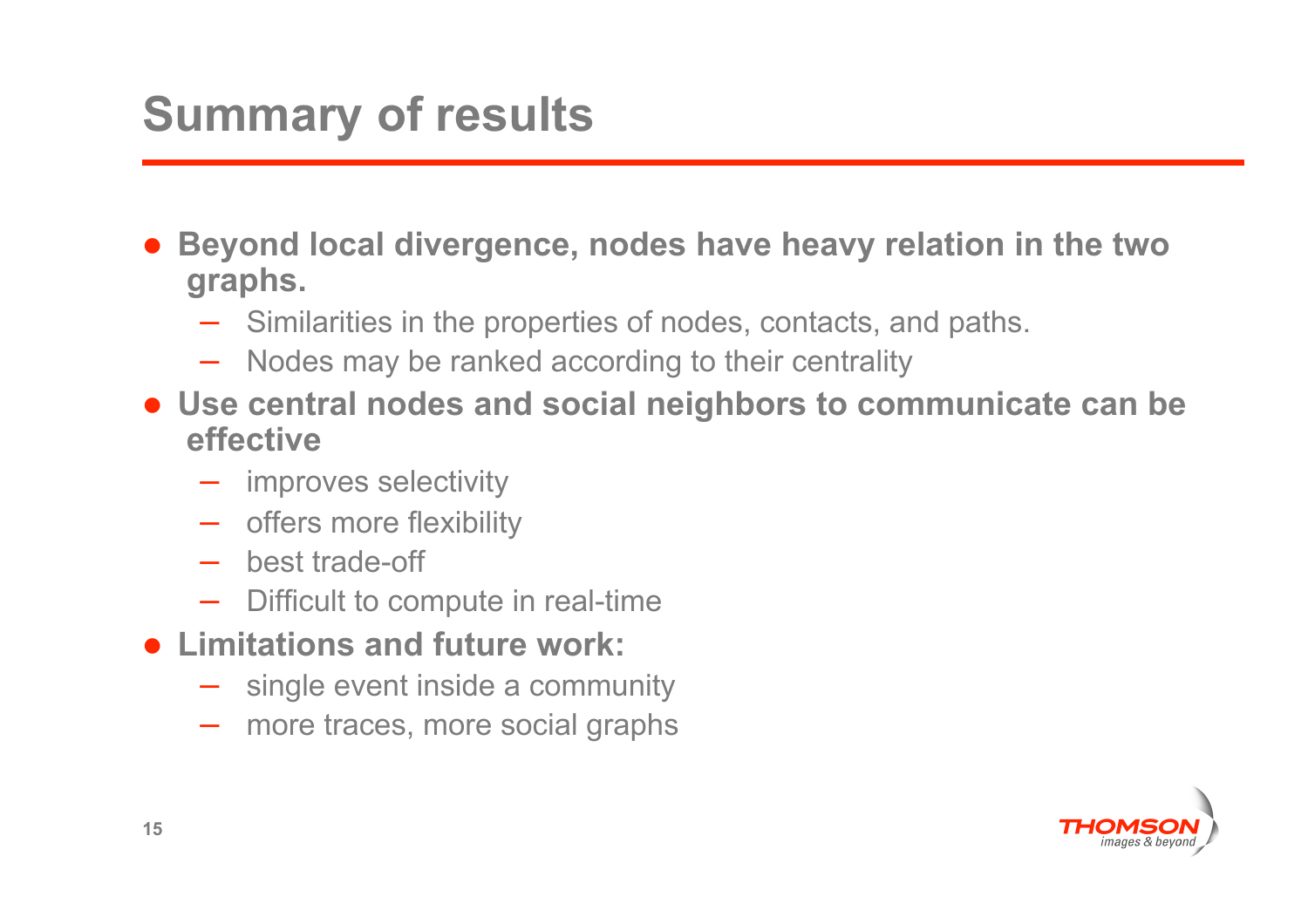# Summary of results

- **Beyond local divergence, nodes have heavy relation in the two graphs.**
  - Similarities in the properties of nodes, contacts, and paths.
  - Nodes may be ranked according to their centrality
- **Use central nodes and social neighbors to communicate can be effective**
  - improves selectivity
  - offers more flexibility
  - best trade-off
  - Difficult to compute in real-time
- **Limitations and future work:**
  - single event inside a community
  - more traces, more social graphs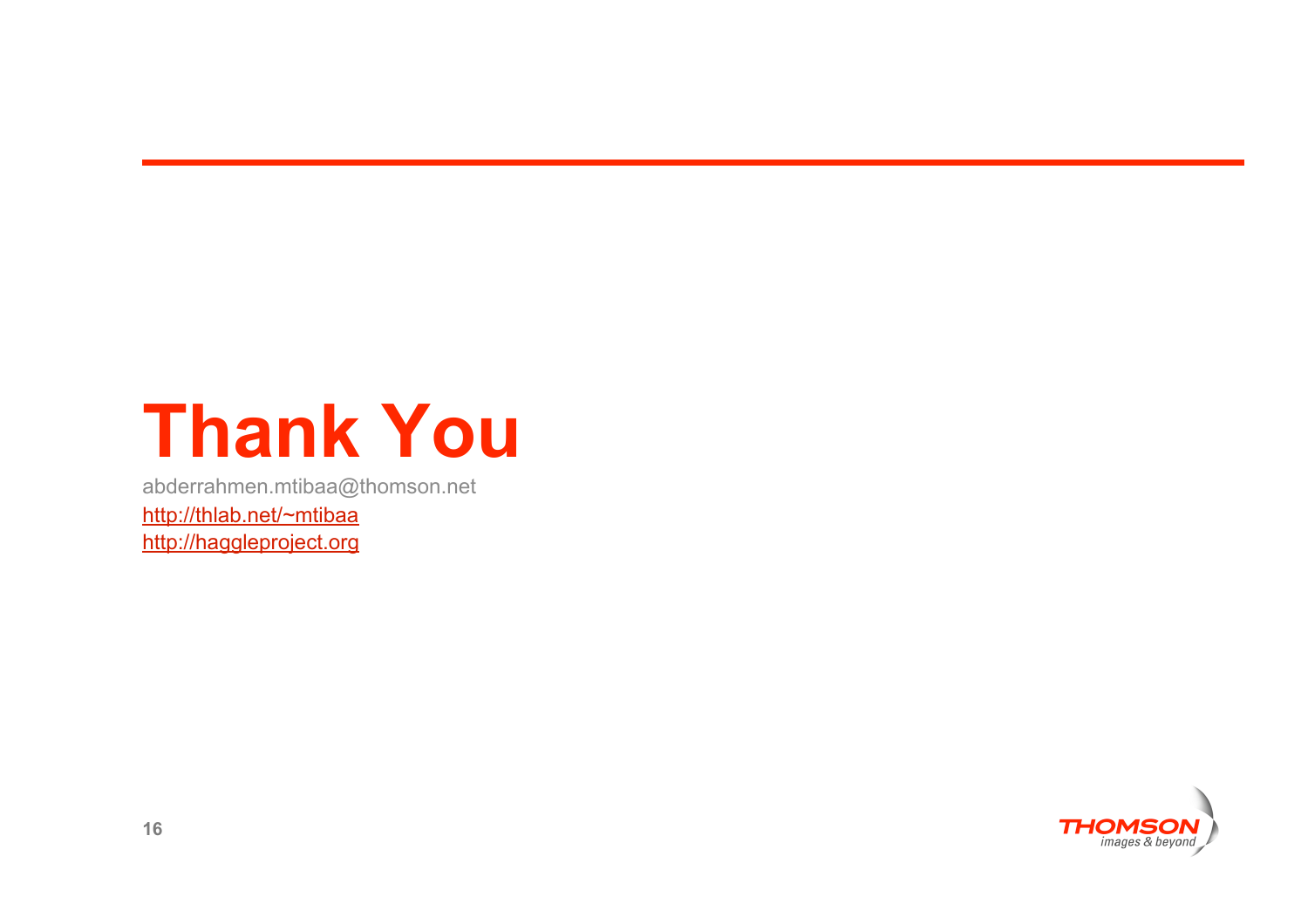# Thank You

abderrahmen.mtibaa@thomson.net

http://thlab.net/~mtibaa

http://haggleproject.org